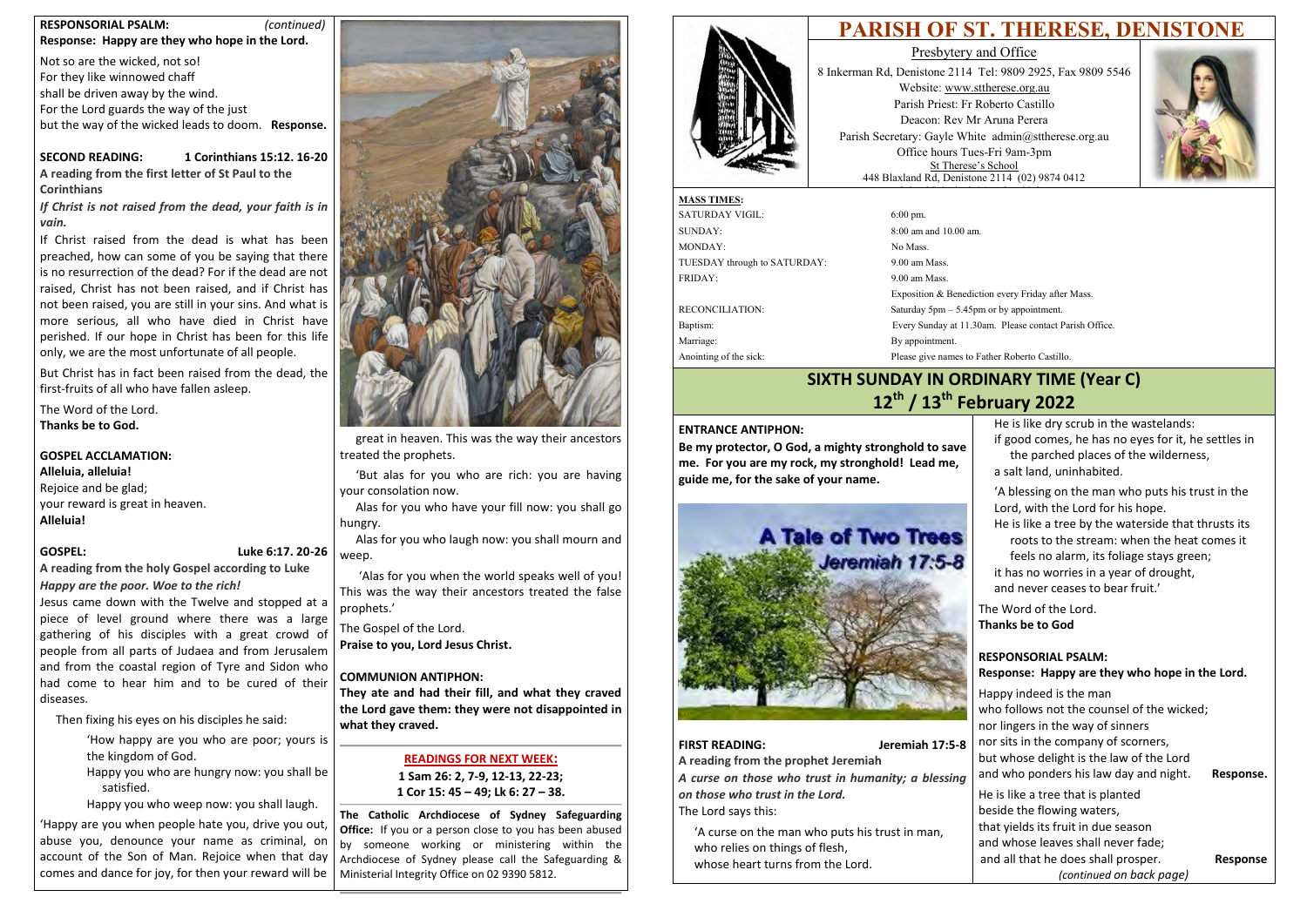# PARISH OF ST. THERESE, DENISTONE

Presbytery and Office

8 Inkerman Rd, Denistone 2114 Tel: 9809 2925, Fax 9809 5546

Website: www.sttherese.org.au

Parish Priest: Fr Roberto Castillo

Deacon: Rev Mr Aruna Perera

Parish Secretary: Gayle White admin@sttherese.org.au

Office hours Tues-Fri 9am-3pm

St Therese's School

448 Blaxland Rd, Denistone 2114 (02) 9874 0412

**MASS TIMES:**

| | |
|---|---|
| SATURDAY VIGIL: | 6:00 pm. |
| SUNDAY: | 8:00 am and 10.00 am. |
| MONDAY: | No Mass. |
| TUESDAY through to SATURDAY: | 9.00 am Mass. |
| FRIDAY: | 9.00 am Mass. |
| | Exposition & Benediction every Friday after Mass. |
| RECONCILIATION: | Saturday 5pm – 5.45pm or by appointment. |
| Baptism: | Every Sunday at 11.30am. Please contact Parish Office. |
| Marriage: | By appointment. |
| Anointing of the sick: | Please give names to Father Roberto Castillo. |

## SIXTH SUNDAY IN ORDINARY TIME (Year C)
## 12th / 13th February 2022

**ENTRANCE ANTIPHON:**

**Be my protector, O God, a mighty stronghold to save me. For you are my rock, my stronghold! Lead me, guide me, for the sake of your name.**

A Tale of Two Trees
Jeremiah 17:5-8

**FIRST READING: Jeremiah 17:5-8**

**A reading from the prophet Jeremiah**

***A curse on those who trust in humanity; a blessing on those who trust in the Lord.***

The Lord says this:

'A curse on the man who puts his trust in man,
who relies on things of flesh,
whose heart turns from the Lord.
He is like dry scrub in the wastelands:
if good comes, he has no eyes for it, he settles in the parched places of the wilderness,
a salt land, uninhabited.

'A blessing on the man who puts his trust in the Lord, with the Lord for his hope.
He is like a tree by the waterside that thrusts its roots to the stream: when the heat comes it feels no alarm, its foliage stays green;
it has no worries in a year of drought,
and never ceases to bear fruit.'

The Word of the Lord.
**Thanks be to God**

**RESPONSORIAL PSALM:**
**Response: Happy are they who hope in the Lord.**

Happy indeed is the man
who follows not the counsel of the wicked;
nor lingers in the way of sinners
nor sits in the company of scorners,
but whose delight is the law of the Lord
and who ponders his law day and night. **Response.**

He is like a tree that is planted
beside the flowing waters,
that yields its fruit in due season
and whose leaves shall never fade;
and all that he does shall prosper. **Response**

*(continued on back page)*

**RESPONSORIAL PSALM:** *(continued)*
**Response: Happy are they who hope in the Lord.**

Not so are the wicked, not so!
For they like winnowed chaff
shall be driven away by the wind.
For the Lord guards the way of the just
but the way of the wicked leads to doom. **Response.**

**SECOND READING: 1 Corinthians 15:12. 16-20**

**A reading from the first letter of St Paul to the Corinthians**

***If Christ is not raised from the dead, your faith is in vain.***

If Christ raised from the dead is what has been preached, how can some of you be saying that there is no resurrection of the dead? For if the dead are not raised, Christ has not been raised, and if Christ has not been raised, you are still in your sins. And what is more serious, all who have died in Christ have perished. If our hope in Christ has been for this life only, we are the most unfortunate of all people.

But Christ has in fact been raised from the dead, the first-fruits of all who have fallen asleep.

The Word of the Lord.
**Thanks be to God.**

**GOSPEL ACCLAMATION:**
**Alleluia, alleluia!**
Rejoice and be glad;
your reward is great in heaven.
**Alleluia!**

**GOSPEL: Luke 6:17. 20-26**

**A reading from the holy Gospel according to Luke**

***Happy are the poor. Woe to the rich!***

Jesus came down with the Twelve and stopped at a piece of level ground where there was a large gathering of his disciples with a great crowd of people from all parts of Judaea and from Jerusalem and from the coastal region of Tyre and Sidon who had come to hear him and to be cured of their diseases.

Then fixing his eyes on his disciples he said:

'How happy are you who are poor; yours is the kingdom of God.
Happy you who are hungry now: you shall be satisfied.
Happy you who weep now: you shall laugh.

'Happy are you when people hate you, drive you out, abuse you, denounce your name as criminal, on account of the Son of Man. Rejoice when that day comes and dance for joy, for then your reward will be great in heaven. This was the way their ancestors treated the prophets.

'But alas for you who are rich: you are having your consolation now.

Alas for you who have your fill now: you shall go hungry.

Alas for you who laugh now: you shall mourn and weep.

'Alas for you when the world speaks well of you! This was the way their ancestors treated the false prophets.'

The Gospel of the Lord.
**Praise to you, Lord Jesus Christ.**

**COMMUNION ANTIPHON:**

**They ate and had their fill, and what they craved the Lord gave them: they were not disappointed in what they craved.**

**READINGS FOR NEXT WEEK:**

**1 Sam 26: 2, 7-9, 12-13, 22-23;**
**1 Cor 15: 45 – 49; Lk 6: 27 – 38.**

**The Catholic Archdiocese of Sydney Safeguarding Office:** If you or a person close to you has been abused by someone working or ministering within the Archdiocese of Sydney please call the Safeguarding & Ministerial Integrity Office on 02 9390 5812.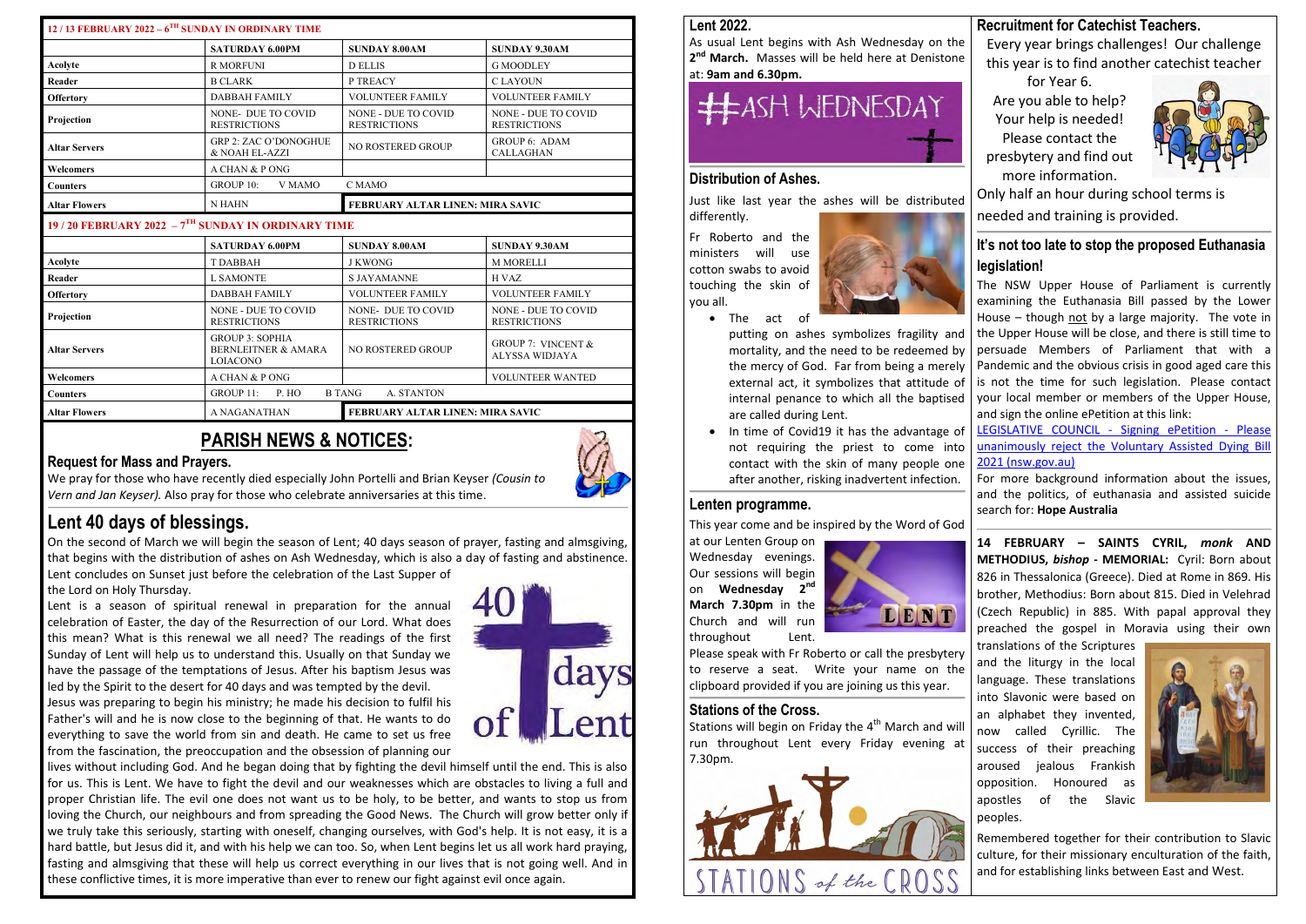## 12 / 13 FEBRUARY 2022 – 6TH SUNDAY IN ORDINARY TIME

| | SATURDAY 6.00PM | SUNDAY 8.00AM | SUNDAY 9.30AM |
|---|---|---|---|
| Acolyte | R MORFUNI | D ELLIS | G MOODLEY |
| Reader | B CLARK | P TREACY | C LAYOUN |
| Offertory | DABBAH FAMILY | VOLUNTEER FAMILY | VOLUNTEER FAMILY |
| Projection | NONE- DUE TO COVID RESTRICTIONS | NONE - DUE TO COVID RESTRICTIONS | NONE - DUE TO COVID RESTRICTIONS |
| Altar Servers | GRP 2: ZAC O'DONOGHUE & NOAH EL-AZZI | NO ROSTERED GROUP | GROUP 6: ADAM CALLAGHAN |
| Welcomers | A CHAN & P ONG | | |
| Counters | GROUP 10: V MAMO | C MAMO | |
| Altar Flowers | N HAHN | FEBRUARY ALTAR LINEN: MIRA SAVIC | |

## 19 / 20 FEBRUARY 2022 – 7TH SUNDAY IN ORDINARY TIME

| | SATURDAY 6.00PM | SUNDAY 8.00AM | SUNDAY 9.30AM |
|---|---|---|---|
| Acolyte | T DABBAH | J KWONG | M MORELLI |
| Reader | L SAMONTE | S JAYAMANNE | H VAZ |
| Offertory | DABBAH FAMILY | VOLUNTEER FAMILY | VOLUNTEER FAMILY |
| Projection | NONE - DUE TO COVID RESTRICTIONS | NONE- DUE TO COVID RESTRICTIONS | NONE - DUE TO COVID RESTRICTIONS |
| Altar Servers | GROUP 3: SOPHIA BERNLEITNER & AMARA LOICONO | NO ROSTERED GROUP | GROUP 7: VINCENT & ALYSSA WIDJAYA |
| Welcomers | A CHAN & P ONG | | VOLUNTEER WANTED |
| Counters | GROUP 11: P. HO | B TANG A. STANTON | |
| Altar Flowers | A NAGANATHAN | FEBRUARY ALTAR LINEN: MIRA SAVIC | |

# PARISH NEWS & NOTICES:

### Request for Mass and Prayers.

We pray for those who have recently died especially John Portelli and Brian Keyser *(Cousin to Vern and Jan Keyser).* Also pray for those who celebrate anniversaries at this time.

## Lent 40 days of blessings.

On the second of March we will begin the season of Lent; 40 days season of prayer, fasting and almsgiving, that begins with the distribution of ashes on Ash Wednesday, which is also a day of fasting and abstinence. Lent concludes on Sunset just before the celebration of the Last Supper of the Lord on Holy Thursday.

Lent is a season of spiritual renewal in preparation for the annual celebration of Easter, the day of the Resurrection of our Lord. What does this mean? What is this renewal we all need? The readings of the first Sunday of Lent will help us to understand this. Usually on that Sunday we have the passage of the temptations of Jesus. After his baptism Jesus was led by the Spirit to the desert for 40 days and was tempted by the devil.

Jesus was preparing to begin his ministry; he made his decision to fulfil his Father's will and he is now close to the beginning of that. He wants to do everything to save the world from sin and death. He came to set us free from the fascination, the preoccupation and the obsession of planning our lives without including God. And he began doing that by fighting the devil himself until the end. This is also for us. This is Lent. We have to fight the devil and our weaknesses which are obstacles to living a full and proper Christian life. The evil one does not want us to be holy, to be better, and wants to stop us from loving the Church, our neighbours and from spreading the Good News. The Church will grow better only if we truly take this seriously, starting with oneself, changing ourselves, with God's help. It is not easy, it is a hard battle, but Jesus did it, and with his help we can too. So, when Lent begins let us all work hard praying, fasting and almsgiving that these will help us correct everything in our lives that is not going well. And in these conflictive times, it is more imperative than ever to renew our fight against evil once again.

### Lent 2022.

As usual Lent begins with Ash Wednesday on the 2nd March. Masses will be held here at Denistone at: **9am and 6.30pm.**

### Distribution of Ashes.

Just like last year the ashes will be distributed differently.

Fr Roberto and the ministers will use cotton swabs to avoid touching the skin of you all.

- The act of putting on ashes symbolizes fragility and mortality, and the need to be redeemed by the mercy of God. Far from being a merely external act, it symbolizes that attitude of internal penance to which all the baptised are called during Lent.
- In time of Covid19 it has the advantage of not requiring the priest to come into contact with the skin of many people one after another, risking inadvertent infection.

### Lenten programme.

This year come and be inspired by the Word of God at our Lenten Group on Wednesday evenings. Our sessions will begin on **Wednesday 2nd March 7.30pm** in the Church and will run throughout Lent.

Please speak with Fr Roberto or call the presbytery to reserve a seat. Write your name on the clipboard provided if you are joining us this year.

### Stations of the Cross.

Stations will begin on Friday the 4th March and will run throughout Lent every Friday evening at 7.30pm.

### Recruitment for Catechist Teachers.

Every year brings challenges! Our challenge this year is to find another catechist teacher for Year 6.

Are you able to help? Your help is needed! Please contact the presbytery and find out more information.

Only half an hour during school terms is needed and training is provided.

### It's not too late to stop the proposed Euthanasia legislation!

The NSW Upper House of Parliament is currently examining the Euthanasia Bill passed by the Lower House – though not by a large majority. The vote in the Upper House will be close, and there is still time to persuade Members of Parliament that with a Pandemic and the obvious crisis in good aged care this is not the time for such legislation. Please contact your local member or members of the Upper House, and sign the online ePetition at this link:

LEGISLATIVE COUNCIL - Signing ePetition - Please unanimously reject the Voluntary Assisted Dying Bill 2021 (nsw.gov.au)

For more background information about the issues, and the politics, of euthanasia and assisted suicide search for: **Hope Australia**

**14 FEBRUARY – SAINTS CYRIL, *monk* AND METHODIUS, *bishop* - MEMORIAL:** Cyril: Born about 826 in Thessalonica (Greece). Died at Rome in 869. His brother, Methodius: Born about 815. Died in Velehrad (Czech Republic) in 885. With papal approval they preached the gospel in Moravia using their own translations of the Scriptures and the liturgy in the local language. These translations into Slavonic were based on an alphabet they invented, now called Cyrillic. The success of their preaching aroused jealous Frankish opposition. Honoured as apostles of the Slavic peoples.

Remembered together for their contribution to Slavic culture, for their missionary enculturation of the faith, and for establishing links between East and West.